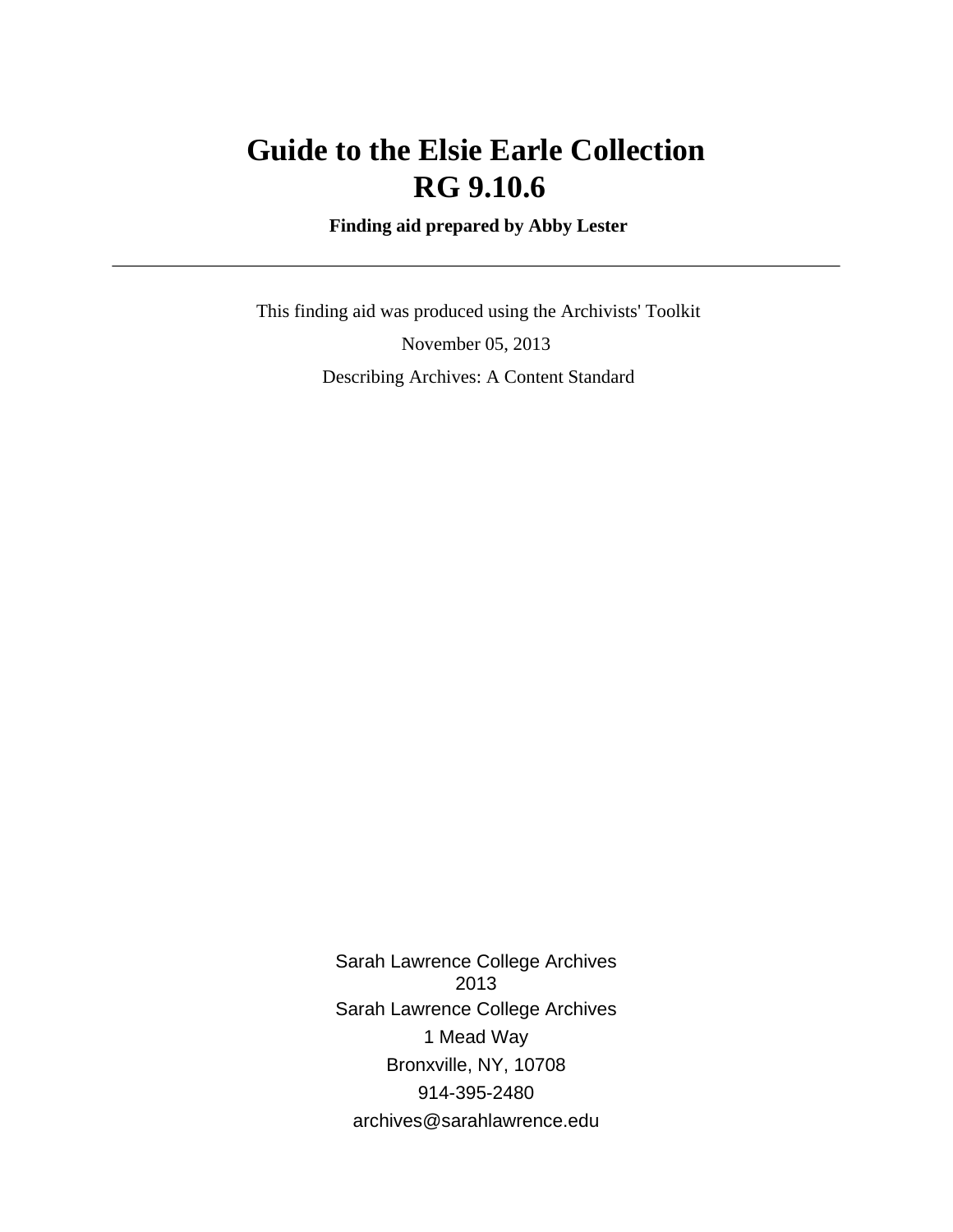# Guide to the Elsie Earle Collection
# RG 9.10.6

**Finding aid prepared by Abby Lester**

---

This finding aid was produced using the Archivists' Toolkit

November 05, 2013

Describing Archives: A Content Standard

Sarah Lawrence College Archives
2013

Sarah Lawrence College Archives

1 Mead Way

Bronxville, NY, 10708

914-395-2480

archives@sarahlawrence.edu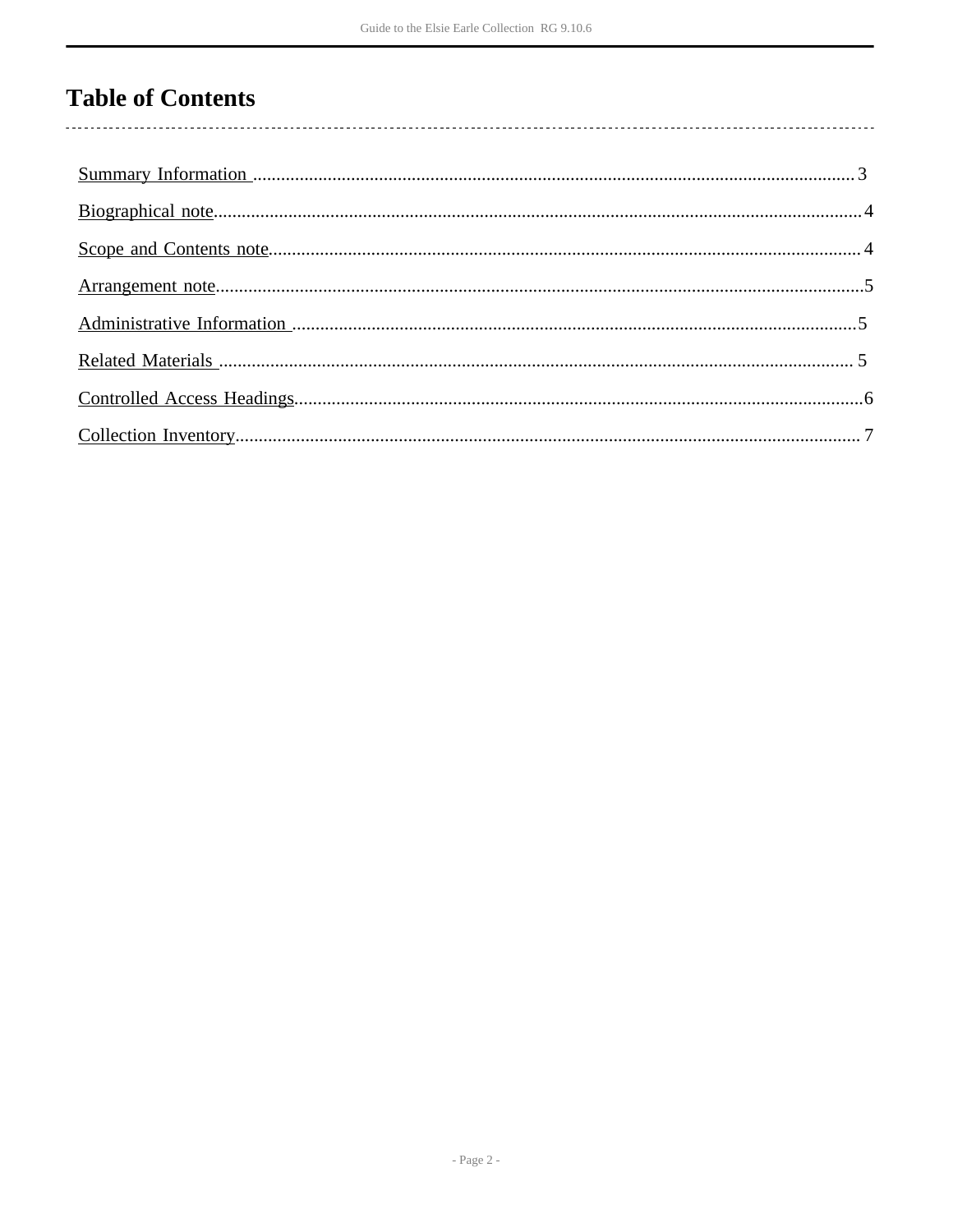# Table of Contents

Summary Information ......................................................................................................................3

Biographical note...........................................................................................................................4

Scope and Contents note...............................................................................................................4

Arrangement note..........................................................................................................................5

Administrative Information ...........................................................................................................5

Related Materials ..........................................................................................................................5

Controlled Access Headings...........................................................................................................6

Collection Inventory.......................................................................................................................7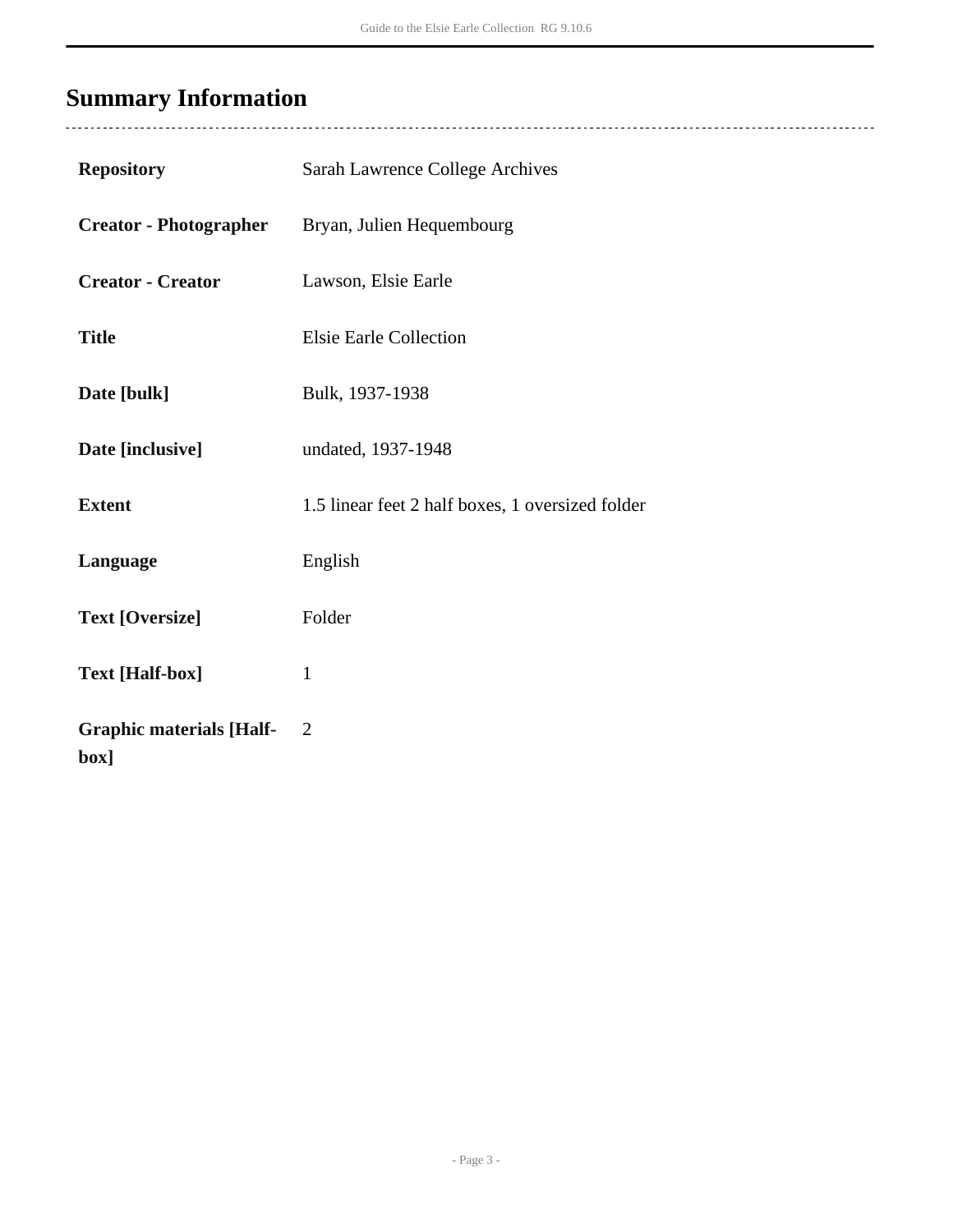## Summary Information

| | |
|---|---|
| **Repository** | Sarah Lawrence College Archives |
| **Creator - Photographer** | Bryan, Julien Hequembourg |
| **Creator - Creator** | Lawson, Elsie Earle |
| **Title** | Elsie Earle Collection |
| **Date [bulk]** | Bulk, 1937-1938 |
| **Date [inclusive]** | undated, 1937-1948 |
| **Extent** | 1.5 linear feet 2 half boxes, 1 oversized folder |
| **Language** | English |
| **Text [Oversize]** | Folder |
| **Text [Half-box]** | 1 |
| **Graphic materials [Half-box]** | 2 |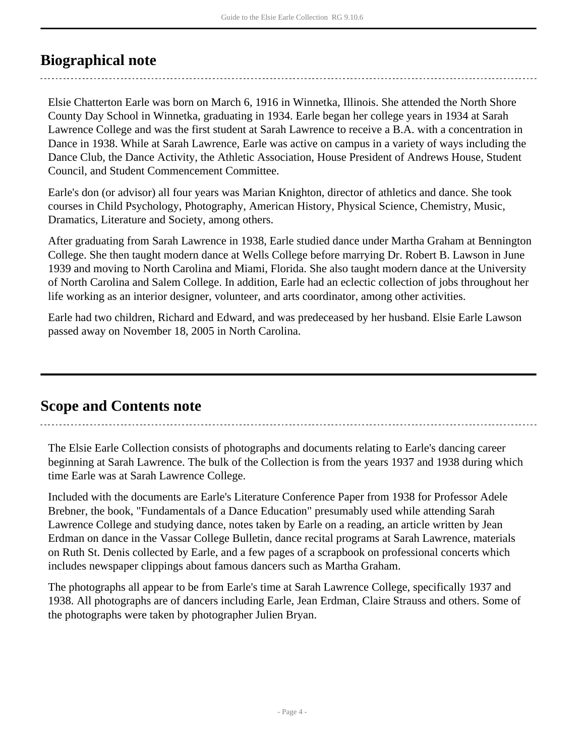## Biographical note

Elsie Chatterton Earle was born on March 6, 1916 in Winnetka, Illinois. She attended the North Shore County Day School in Winnetka, graduating in 1934. Earle began her college years in 1934 at Sarah Lawrence College and was the first student at Sarah Lawrence to receive a B.A. with a concentration in Dance in 1938. While at Sarah Lawrence, Earle was active on campus in a variety of ways including the Dance Club, the Dance Activity, the Athletic Association, House President of Andrews House, Student Council, and Student Commencement Committee.

Earle's don (or advisor) all four years was Marian Knighton, director of athletics and dance. She took courses in Child Psychology, Photography, American History, Physical Science, Chemistry, Music, Dramatics, Literature and Society, among others.

After graduating from Sarah Lawrence in 1938, Earle studied dance under Martha Graham at Bennington College. She then taught modern dance at Wells College before marrying Dr. Robert B. Lawson in June 1939 and moving to North Carolina and Miami, Florida. She also taught modern dance at the University of North Carolina and Salem College. In addition, Earle had an eclectic collection of jobs throughout her life working as an interior designer, volunteer, and arts coordinator, among other activities.

Earle had two children, Richard and Edward, and was predeceased by her husband. Elsie Earle Lawson passed away on November 18, 2005 in North Carolina.

## Scope and Contents note

The Elsie Earle Collection consists of photographs and documents relating to Earle's dancing career beginning at Sarah Lawrence. The bulk of the Collection is from the years 1937 and 1938 during which time Earle was at Sarah Lawrence College.

Included with the documents are Earle's Literature Conference Paper from 1938 for Professor Adele Brebner, the book, "Fundamentals of a Dance Education" presumably used while attending Sarah Lawrence College and studying dance, notes taken by Earle on a reading, an article written by Jean Erdman on dance in the Vassar College Bulletin, dance recital programs at Sarah Lawrence, materials on Ruth St. Denis collected by Earle, and a few pages of a scrapbook on professional concerts which includes newspaper clippings about famous dancers such as Martha Graham.

The photographs all appear to be from Earle's time at Sarah Lawrence College, specifically 1937 and 1938. All photographs are of dancers including Earle, Jean Erdman, Claire Strauss and others. Some of the photographs were taken by photographer Julien Bryan.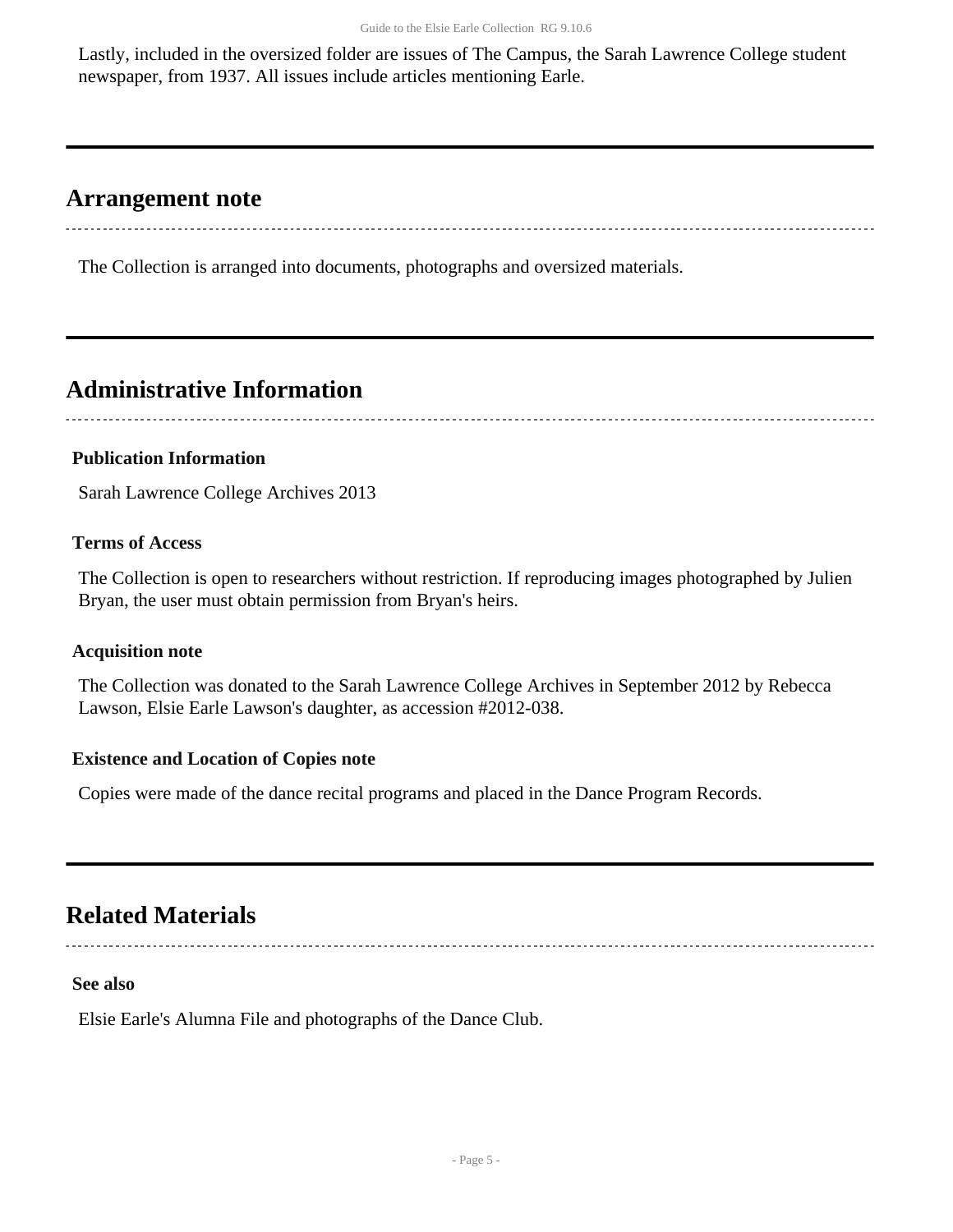Lastly, included in the oversized folder are issues of The Campus, the Sarah Lawrence College student newspaper, from 1937. All issues include articles mentioning Earle.

## Arrangement note

The Collection is arranged into documents, photographs and oversized materials.

## Administrative Information

### Publication Information

Sarah Lawrence College Archives 2013

### Terms of Access

The Collection is open to researchers without restriction. If reproducing images photographed by Julien Bryan, the user must obtain permission from Bryan's heirs.

### Acquisition note

The Collection was donated to the Sarah Lawrence College Archives in September 2012 by Rebecca Lawson, Elsie Earle Lawson's daughter, as accession #2012-038.

### Existence and Location of Copies note

Copies were made of the dance recital programs and placed in the Dance Program Records.

## Related Materials

### See also

Elsie Earle's Alumna File and photographs of the Dance Club.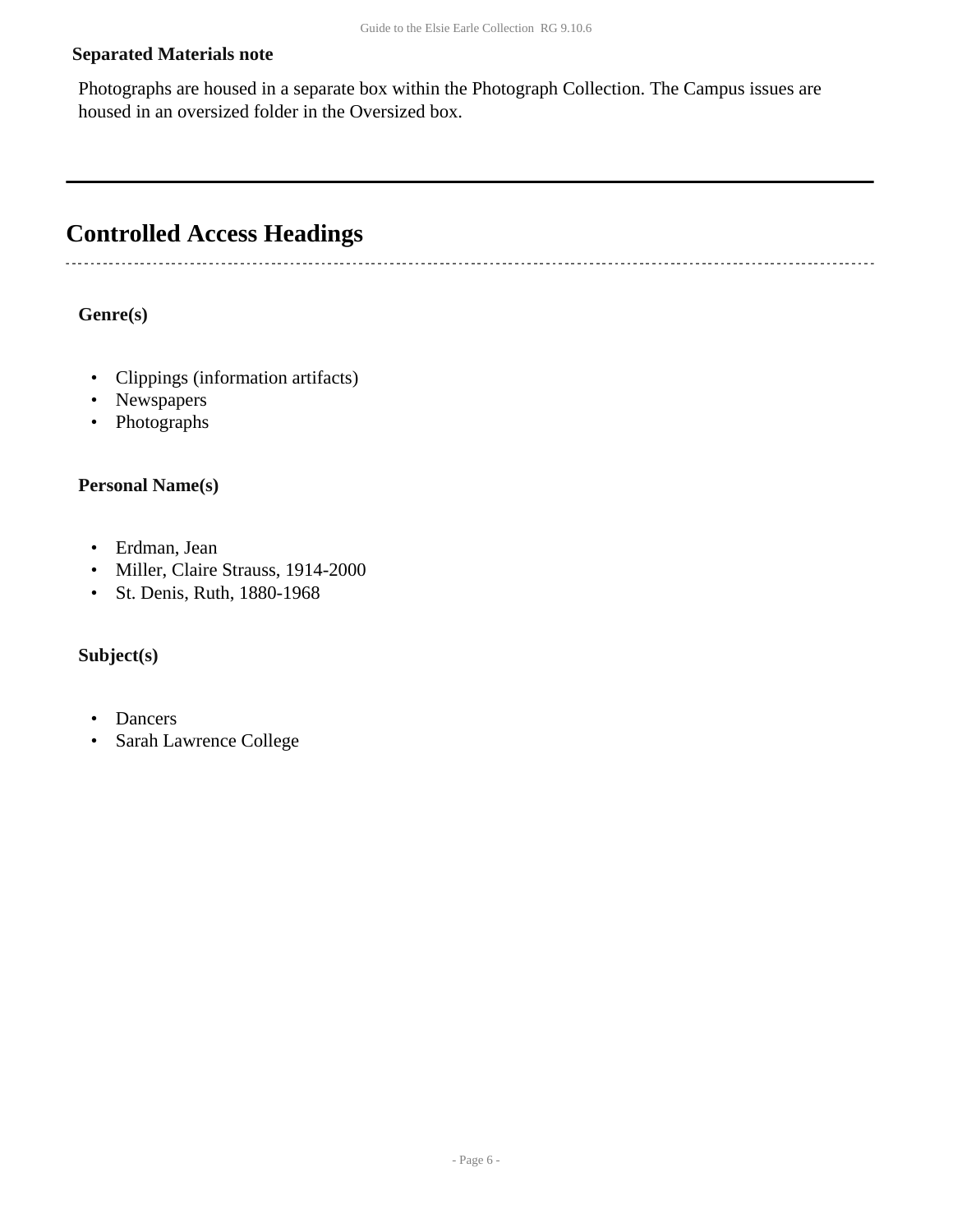### Separated Materials note

Photographs are housed in a separate box within the Photograph Collection. The Campus issues are housed in an oversized folder in the Oversized box.

## Controlled Access Headings

### Genre(s)

- Clippings (information artifacts)
- Newspapers
- Photographs

### Personal Name(s)

- Erdman, Jean
- Miller, Claire Strauss, 1914-2000
- St. Denis, Ruth, 1880-1968

### Subject(s)

- Dancers
- Sarah Lawrence College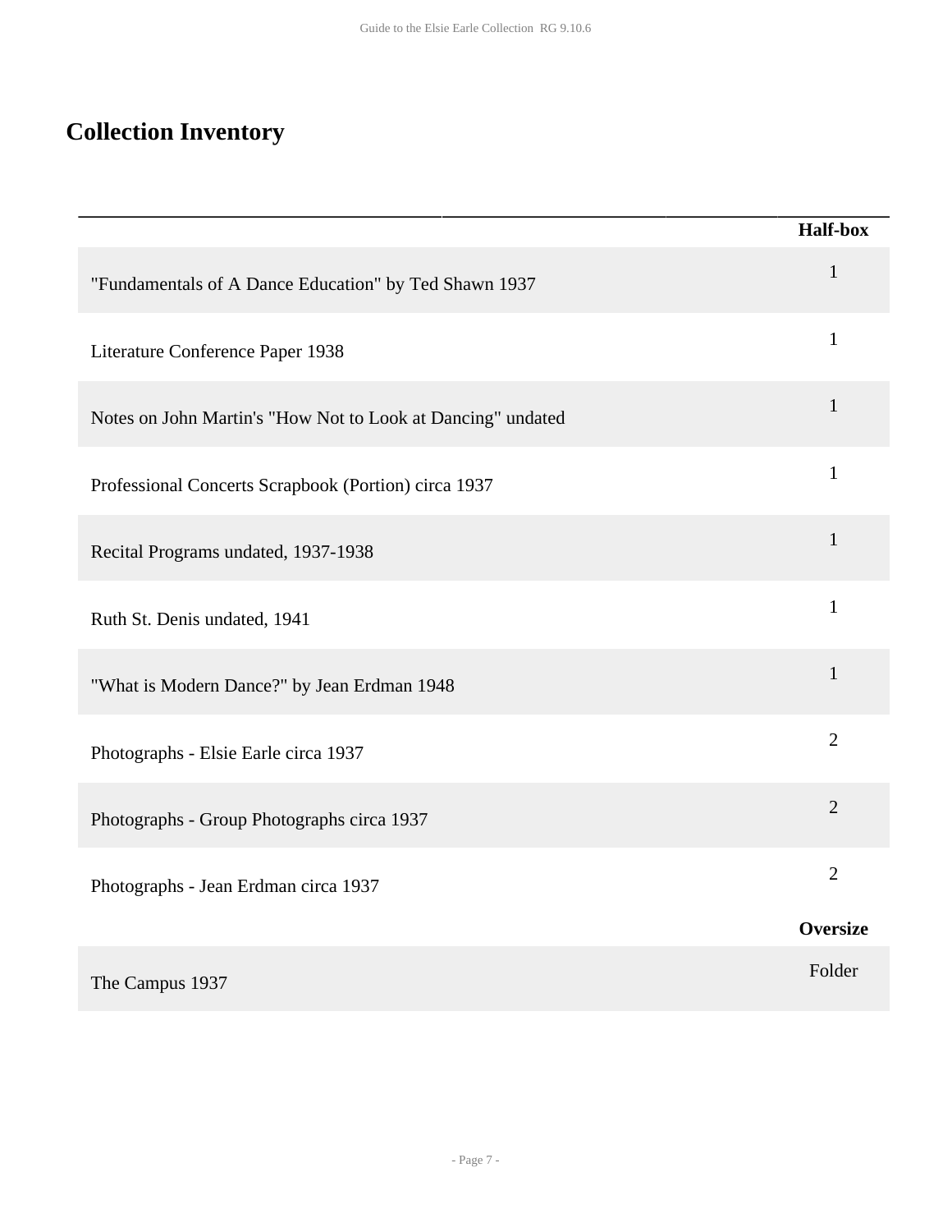# Collection Inventory

| | Half-box |
|---|---|
| "Fundamentals of A Dance Education" by Ted Shawn 1937 | 1 |
| Literature Conference Paper 1938 | 1 |
| Notes on John Martin's "How Not to Look at Dancing" undated | 1 |
| Professional Concerts Scrapbook (Portion) circa 1937 | 1 |
| Recital Programs undated, 1937-1938 | 1 |
| Ruth St. Denis undated, 1941 | 1 |
| "What is Modern Dance?" by Jean Erdman 1948 | 1 |
| Photographs - Elsie Earle circa 1937 | 2 |
| Photographs - Group Photographs circa 1937 | 2 |
| Photographs - Jean Erdman circa 1937 | 2 |
| | **Oversize** |
| The Campus 1937 | Folder |